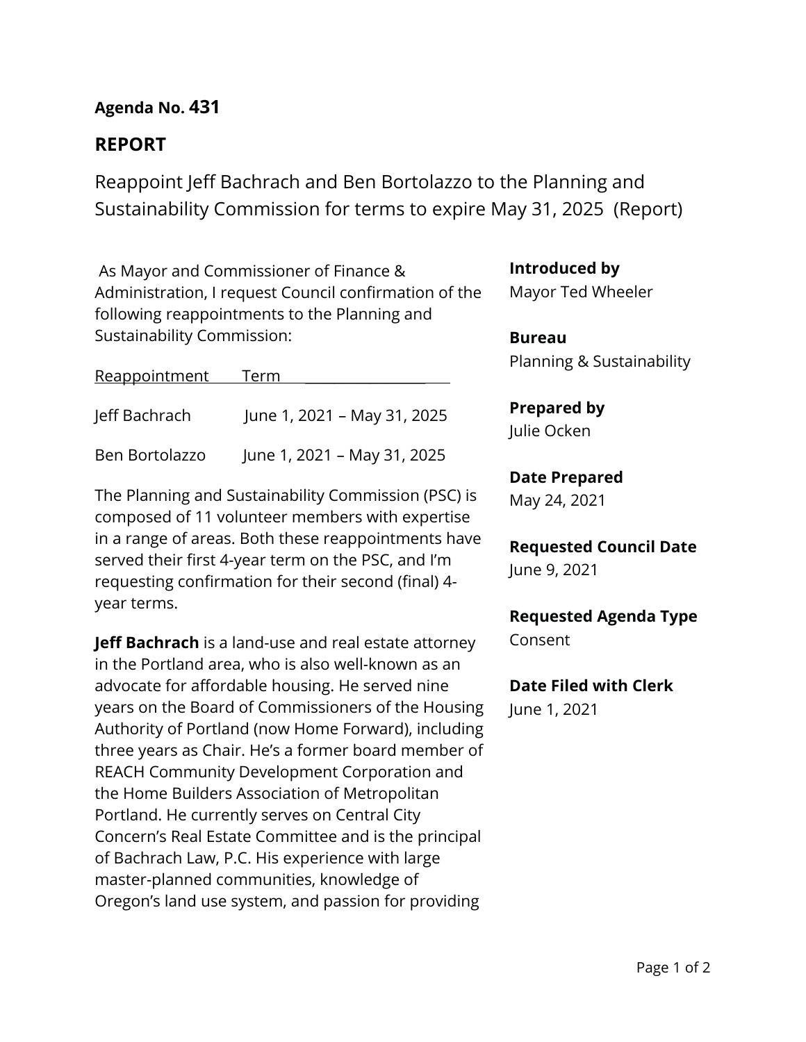**Agenda No. 431**

## REPORT

# Reappoint Jeff Bachrach and Ben Bortolazzo to the Planning and Sustainability Commission for terms to expire May 31, 2025 (Report)

As Mayor and Commissioner of Finance & Administration, I request Council confirmation of the following reappointments to the Planning and Sustainability Commission:

| Reappointment | Term |
|---|---|
| Jeff Bachrach | June 1, 2021 – May 31, 2025 |
| Ben Bortolazzo | June 1, 2021 – May 31, 2025 |

The Planning and Sustainability Commission (PSC) is composed of 11 volunteer members with expertise in a range of areas. Both these reappointments have served their first 4-year term on the PSC, and I'm requesting confirmation for their second (final) 4-year terms.

**Jeff Bachrach** is a land-use and real estate attorney in the Portland area, who is also well-known as an advocate for affordable housing. He served nine years on the Board of Commissioners of the Housing Authority of Portland (now Home Forward), including three years as Chair. He's a former board member of REACH Community Development Corporation and the Home Builders Association of Metropolitan Portland. He currently serves on Central City Concern's Real Estate Committee and is the principal of Bachrach Law, P.C. His experience with large master-planned communities, knowledge of Oregon's land use system, and passion for providing

**Introduced by**
Mayor Ted Wheeler

**Bureau**
Planning & Sustainability

**Prepared by**
Julie Ocken

**Date Prepared**
May 24, 2021

**Requested Council Date**
June 9, 2021

**Requested Agenda Type**
Consent

**Date Filed with Clerk**
June 1, 2021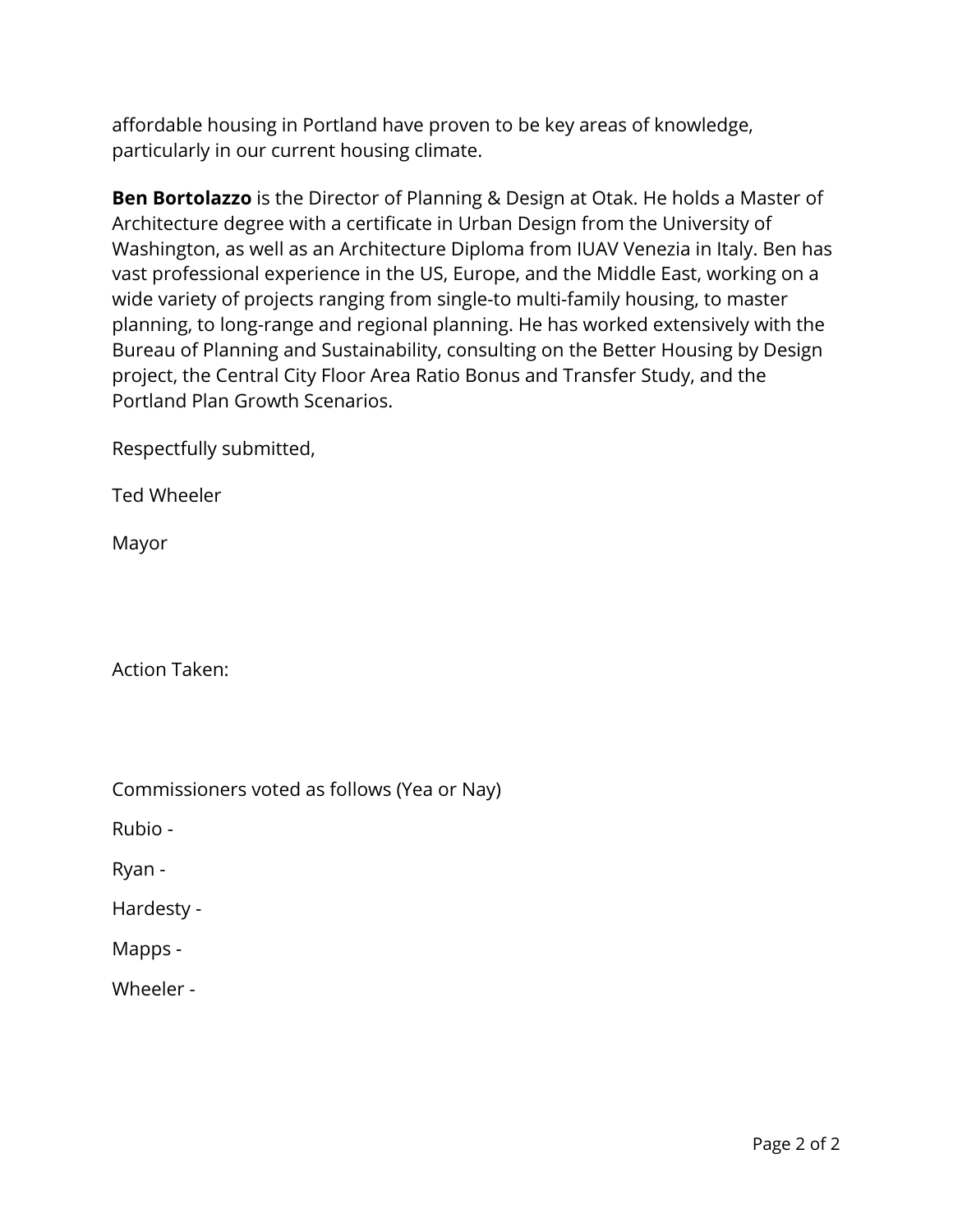affordable housing in Portland have proven to be key areas of knowledge, particularly in our current housing climate.

**Ben Bortolazzo** is the Director of Planning & Design at Otak. He holds a Master of Architecture degree with a certificate in Urban Design from the University of Washington, as well as an Architecture Diploma from IUAV Venezia in Italy. Ben has vast professional experience in the US, Europe, and the Middle East, working on a wide variety of projects ranging from single-to multi-family housing, to master planning, to long-range and regional planning. He has worked extensively with the Bureau of Planning and Sustainability, consulting on the Better Housing by Design project, the Central City Floor Area Ratio Bonus and Transfer Study, and the Portland Plan Growth Scenarios.

Respectfully submitted,

Ted Wheeler

Mayor

Action Taken:

Commissioners voted as follows (Yea or Nay)

Rubio -

Ryan -

Hardesty -

Mapps -

Wheeler -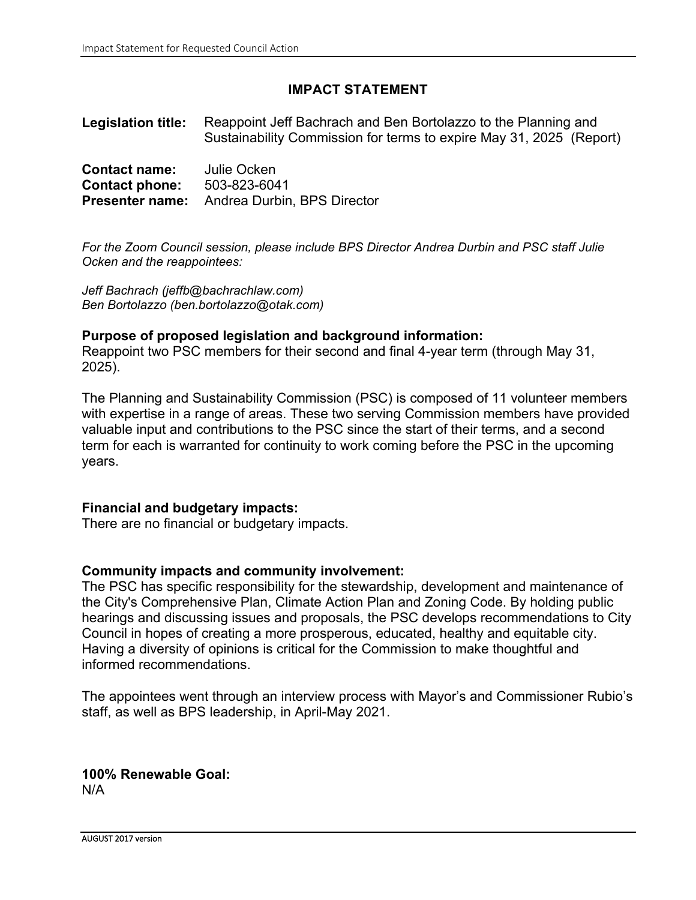# IMPACT STATEMENT

**Legislation title:** Reappoint Jeff Bachrach and Ben Bortolazzo to the Planning and Sustainability Commission for terms to expire May 31, 2025 (Report)

**Contact name:** Julie Ocken
**Contact phone:** 503-823-6041
**Presenter name:** Andrea Durbin, BPS Director

*For the Zoom Council session, please include BPS Director Andrea Durbin and PSC staff Julie Ocken and the reappointees:*

*Jeff Bachrach (jeffb@bachrachlaw.com)*
*Ben Bortolazzo (ben.bortolazzo@otak.com)*

**Purpose of proposed legislation and background information:**
Reappoint two PSC members for their second and final 4-year term (through May 31, 2025).

The Planning and Sustainability Commission (PSC) is composed of 11 volunteer members with expertise in a range of areas. These two serving Commission members have provided valuable input and contributions to the PSC since the start of their terms, and a second term for each is warranted for continuity to work coming before the PSC in the upcoming years.

**Financial and budgetary impacts:**
There are no financial or budgetary impacts.

**Community impacts and community involvement:**
The PSC has specific responsibility for the stewardship, development and maintenance of the City's Comprehensive Plan, Climate Action Plan and Zoning Code. By holding public hearings and discussing issues and proposals, the PSC develops recommendations to City Council in hopes of creating a more prosperous, educated, healthy and equitable city. Having a diversity of opinions is critical for the Commission to make thoughtful and informed recommendations.

The appointees went through an interview process with Mayor's and Commissioner Rubio's staff, as well as BPS leadership, in April-May 2021.

**100% Renewable Goal:**
N/A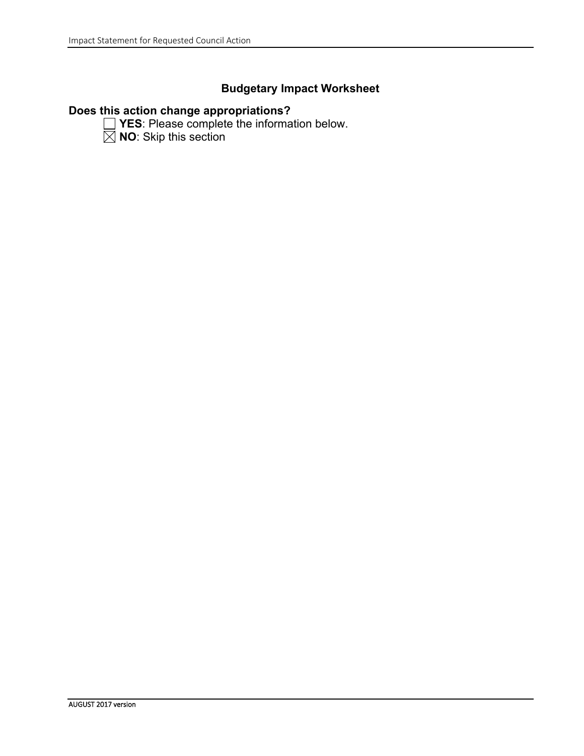## Budgetary Impact Worksheet

**Does this action change appropriations?**

- ☐ **YES**: Please complete the information below.
- ☒ **NO**: Skip this section